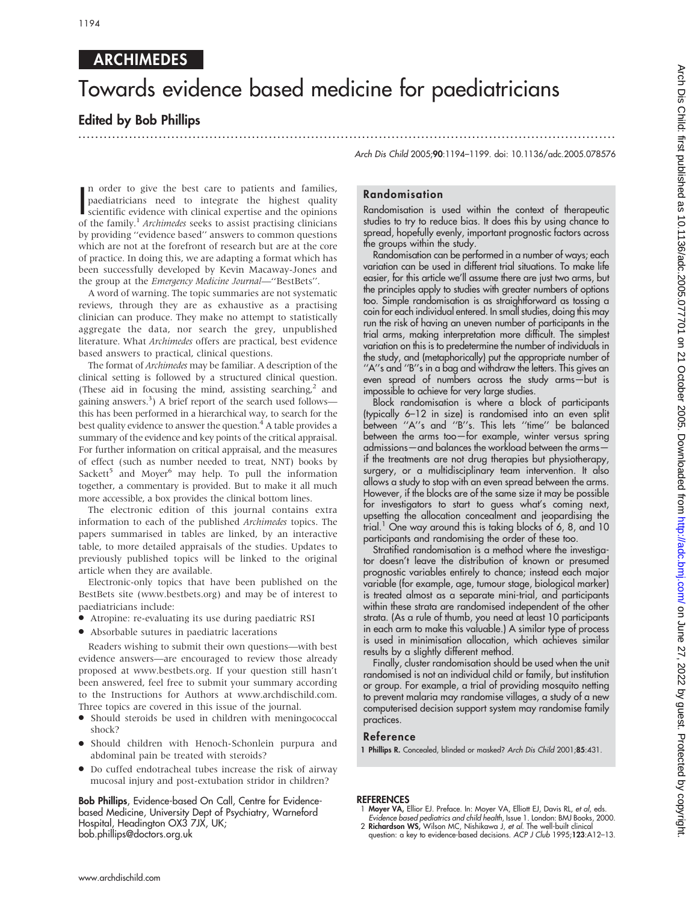ARCHIMEDES

# Towards evidence based medicine for paediatricians

## Edited by Bob Phillips

In order to give the best care to patients and families, paediatricians need to integrate the highest quality scientific evidence with clinical expertise and the opinions of the family.[1] *Archimedes* seeks to assist practising clinicians by providing ''evidence based'' answers to common questions which are not at the forefront of research but are at the core of practice. In doing this, we are adapting a format which has been successfully developed by Kevin Macaway-Jones and the group at the *Emergency Medicine Journal*—''BestBets''.

A word of warning. The topic summaries are not systematic reviews, through they are as exhaustive as a practising clinician can produce. They make no attempt to statistically aggregate the data, nor search the grey, unpublished literature. What *Archimedes* offers are practical, best evidence based answers to practical, clinical questions.

The format of *Archimedes* may be familiar. A description of the clinical setting is followed by a structured clinical question. (These aid in focusing the mind, assisting searching,[2] and gaining answers.[3]) A brief report of the search used follows—this has been performed in a hierarchical way, to search for the best quality evidence to answer the question.[4] A table provides a summary of the evidence and key points of the critical appraisal. For further information on critical appraisal, and the measures of effect (such as number needed to treat, NNT) books by Sackett[5] and Moyer[6] may help. To pull the information together, a commentary is provided. But to make it all much more accessible, a box provides the clinical bottom lines.

The electronic edition of this journal contains extra information to each of the published *Archimedes* topics. The papers summarised in tables are linked, by an interactive table, to more detailed appraisals of the studies. Updates to previously published topics will be linked to the original article when they are available.

Electronic-only topics that have been published on the BestBets site (www.bestbets.org) and may be of interest to paediatricians include:

- Atropine: re-evaluating its use during paediatric RSI
- Absorbable sutures in paediatric lacerations

Readers wishing to submit their own questions—with best evidence answers—are encouraged to review those already proposed at www.bestbets.org. If your question still hasn't been answered, feel free to submit your summary according to the Instructions for Authors at www.archdischild.com. Three topics are covered in this issue of the journal.

- Should steroids be used in children with meningococcal shock?
- Should children with Henoch-Schonlein purpura and abdominal pain be treated with steroids?
- Do cuffed endotracheal tubes increase the risk of airway mucosal injury and post-extubation stridor in children?

**Bob Phillips**, Evidence-based On Call, Centre for Evidence-based Medicine, University Dept of Psychiatry, Warneford Hospital, Headington OX3 7JX, UK; bob.phillips@doctors.org.uk

### Randomisation

Randomisation is used within the context of therapeutic studies to try to reduce bias. It does this by using chance to spread, hopefully evenly, important prognostic factors across the groups within the study.

Randomisation can be performed in a number of ways; each variation can be used in different trial situations. To make life easier, for this article we'll assume there are just two arms, but the principles apply to studies with greater numbers of options too. Simple randomisation is as straightforward as tossing a coin for each individual entered. In small studies, doing this may run the risk of having an uneven number of participants in the trial arms, making interpretation more difficult. The simplest variation on this is to predetermine the number of individuals in the study, and (metaphorically) put the appropriate number of ''A''s and ''B''s in a bag and withdraw the letters. This gives an even spread of numbers across the study arms—but is impossible to achieve for very large studies.

Block randomisation is where a block of participants (typically 6–12 in size) is randomised into an even split between ''A''s and ''B''s. This lets ''time'' be balanced between the arms too—for example, winter versus spring admissions—and balances the workload between the arms—if the treatments are not drug therapies but physiotherapy, surgery, or a multidisciplinary team intervention. It also allows a study to stop with an even spread between the arms. However, if the blocks are of the same size it may be possible for investigators to start to guess what's coming next, upsetting the allocation concealment and jeopardising the trial.[1] One way around this is taking blocks of 6, 8, and 10 participants and randomising the order of these too.

Stratified randomisation is a method where the investigator doesn't leave the distribution of known or presumed prognostic variables entirely to chance; instead each major variable (for example, age, tumour stage, biological marker) is treated almost as a separate mini-trial, and participants within these strata are randomised independent of the other strata. (As a rule of thumb, you need at least 10 participants in each arm to make this valuable.) A similar type of process is used in minimisation allocation, which achieves similar results by a slightly different method.

Finally, cluster randomisation should be used when the unit randomised is not an individual child or family, but institution or group. For example, a trial of providing mosquito netting to prevent malaria may randomise villages, a study of a new computerised decision support system may randomise family practices.

#### Reference

1 **Phillips R.** Concealed, blinded or masked? *Arch Dis Child* 2001;**85**:431.

## REFERENCES

1 **Moyer VA,** Ellior EJ. Preface. In: Moyer VA, Elliott EJ, Davis RL, *et al*, eds. *Evidence based pediatrics and child health*, Issue 1. London: BMJ Books, 2000.
2 **Richardson WS,** Wilson MC, Nishikawa J, *et al*. The well-built clinical question: a key to evidence-based decisions. *ACP J Club* 1995;**123**:A12–13.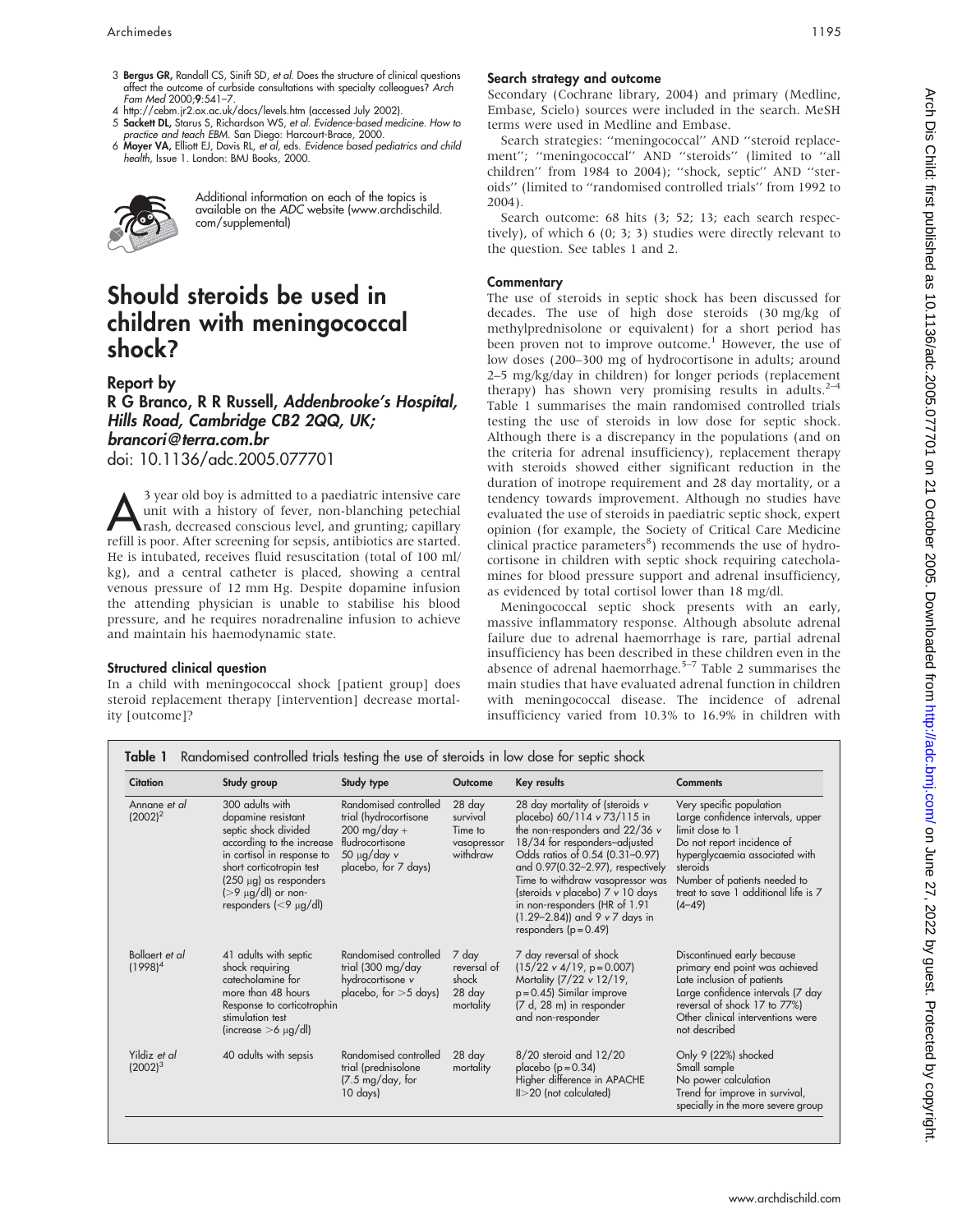3 **Bergus GR**, Randall CS, Sinift SD, *et al*. Does the structure of clinical questions affect the outcome of curbside consultations with specialty colleagues? *Arch Fam Med* 2000;**9**:541–7.

4 http://cebm.jr2.ox.ac.uk/docs/levels.htm (accessed July 2002).

5 **Sackett DL**, Starus S, Richardson WS, *et al*. *Evidence-based medicine. How to practice and teach EBM*. San Diego: Harcourt-Brace, 2000.

6 **Moyer VA**, Elliott EJ, Davis RL, *et al*, eds. *Evidence based pediatrics and child health*, Issue 1. London: BMJ Books, 2000.

Additional information on each of the topics is available on the *ADC* website (www.archdischild.com/supplemental)

# Should steroids be used in children with meningococcal shock?

## Report by

***R G Branco, R R Russell, Addenbrooke's Hospital, Hills Road, Cambridge CB2 2QQ, UK; brancori@terra.com.br***

doi: 10.1136/adc.2005.077701

A 3 year old boy is admitted to a paediatric intensive care unit with a history of fever, non-blanching petechial rash, decreased conscious level, and grunting; capillary refill is poor. After screening for sepsis, antibiotics are started. He is intubated, receives fluid resuscitation (total of 100 ml/kg), and a central catheter is placed, showing a central venous pressure of 12 mm Hg. Despite dopamine infusion the attending physician is unable to stabilise his blood pressure, and he requires noradrenaline infusion to achieve and maintain his haemodynamic state.

### Structured clinical question

In a child with meningococcal shock [patient group] does steroid replacement therapy [intervention] decrease mortality [outcome]?

### Search strategy and outcome

Secondary (Cochrane library, 2004) and primary (Medline, Embase, Scielo) sources were included in the search. MeSH terms were used in Medline and Embase.

Search strategies: ''meningococcal'' AND ''steroid replacement''; ''meningococcal'' AND ''steroids'' (limited to ''all children'' from 1984 to 2004); ''shock, septic'' AND ''steroids'' (limited to ''randomised controlled trials'' from 1992 to 2004).

Search outcome: 68 hits (3; 52; 13; each search respectively), of which 6 (0; 3; 3) studies were directly relevant to the question. See tables 1 and 2.

### Commentary

The use of steroids in septic shock has been discussed for decades. The use of high dose steroids (30 mg/kg of methylprednisolone or equivalent) for a short period has been proven not to improve outcome.[1] However, the use of low doses (200–300 mg of hydrocortisone in adults; around 2–5 mg/kg/day in children) for longer periods (replacement therapy) has shown very promising results in adults.[2–4] Table 1 summarises the main randomised controlled trials testing the use of steroids in low dose for septic shock. Although there is a discrepancy in the populations (and on the criteria for adrenal insufficiency), replacement therapy with steroids showed either significant reduction in the duration of inotrope requirement and 28 day mortality, or a tendency towards improvement. Although no studies have evaluated the use of steroids in paediatric septic shock, expert opinion (for example, the Society of Critical Care Medicine clinical practice parameters[8]) recommends the use of hydrocortisone in children with septic shock requiring catecholamines for blood pressure support and adrenal insufficiency, as evidenced by total cortisol lower than 18 mg/dl.

Meningococcal septic shock presents with an early, massive inflammatory response. Although absolute adrenal failure due to adrenal haemorrhage is rare, partial adrenal insufficiency has been described in these children even in the absence of adrenal haemorrhage.[5–7] Table 2 summarises the main studies that have evaluated adrenal function in children with meningococcal disease. The incidence of adrenal insufficiency varied from 10.3% to 16.9% in children with

**Table 1** Randomised controlled trials testing the use of steroids in low dose for septic shock

| Citation | Study group | Study type | Outcome | Key results | Comments |
|---|---|---|---|---|---|
| Annane *et al* (2002)[2] | 300 adults with dopamine resistant septic shock divided according to the increase in cortisol in response to short corticotropin test (250 μg) as responders (>9 μg/dl) or non-responders (<9 μg/dl) | Randomised controlled trial (hydrocortisone 200 mg/day + fludrocortisone 50 μg/day *v* placebo, for 7 days) | 28 day survival Time to vasopressor withdraw | 28 day mortality of (steroids *v* placebo) 60/114 *v* 73/115 in the non-responders and 22/36 *v* 18/34 for responders–adjusted Odds ratios of 0.54 (0.31–0.97) and 0.97(0.32–2.97), respectively Time to withdraw vasopressor was (steroids *v* placebo) 7 *v* 10 days in non-responders (HR of 1.91 (1.29–2.84)) and 9 *v* 7 days in responders (p = 0.49) | Very specific population Large confidence intervals, upper limit close to 1 Do not report incidence of hyperglycaemia associated with steroids Number of patients needed to treat to save 1 additional life is 7 (4–49) |
| Bollaert *et al* (1998)[4] | 41 adults with septic shock requiring catecholamine for more than 48 hours Response to corticotrophin stimulation test (increase >6 μg/dl) | Randomised controlled trial (300 mg/day hydrocortisone *v* placebo, for >5 days) | 7 day reversal of shock 28 day mortality | 7 day reversal of shock (15/22 *v* 4/19, p = 0.007) Mortality (7/22 *v* 12/19, p = 0.45) Similar improve (7 d, 28 m) in responder and non-responder | Discontinued early because primary end point was achieved Late inclusion of patients Large confidence intervals (7 day reversal of shock 17 to 77%) Other clinical interventions were not described |
| Yildiz *et al* (2002)[3] | 40 adults with sepsis | Randomised controlled trial (prednisolone (7.5 mg/day, for 10 days) | 28 day mortality | 8/20 steroid and 12/20 placebo (p = 0.34) Higher difference in APACHE II>20 (not calculated) | Only 9 (22%) shocked Small sample No power calculation Trend for improve in survival, specially in the more severe group |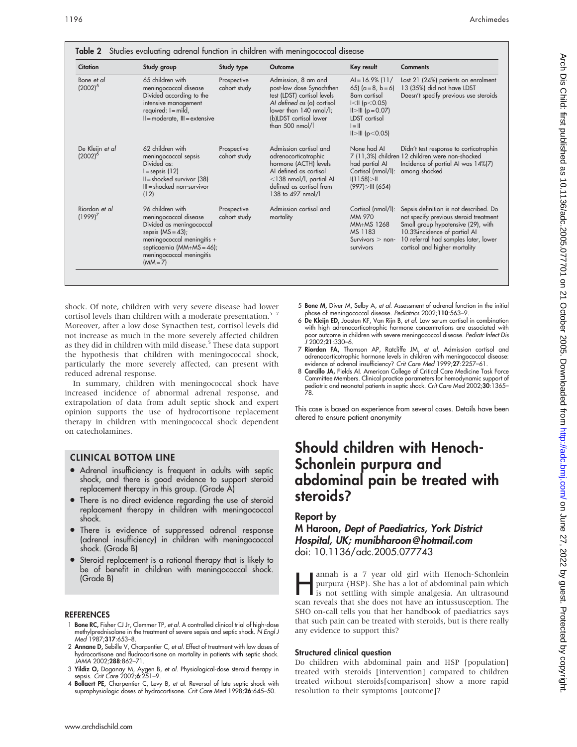**Table 2** Studies evaluating adrenal function in children with meningococcal disease

| Citation | Study group | Study type | Outcome | Key result | Comments |
|---|---|---|---|---|---|
| Bone *et al* (2002)[5] | 65 children with meningococcal disease Divided according to the intensive management required: I = mild, II = moderate, III = extensive | Prospective cohort study | Admission, 8 am and post-low dose Synachthen test (LDST) cortisol levels AI defined as (a) cortisol lower than 140 nmol/l; (b)LDST cortisol lower than 500 nmol/l | AI = 16.9% (11/ 65) (a = 8, b = 6) 8am cortisol I<II ($p<0.05$) II>III ($p = 0.07$) LDST cortisol I = II II>III ($p<0.05$) | Lost 21 (24%) patients on enrolment 13 (35%) did not have LDST Doesn't specify previous use steroids |
| De Kleijn *et al* (2002)[6] | 62 children with meningococcal sepsis Divided as: I = sepsis (12) II = shocked survivor (38) III = shocked non-survivor (12) | Prospective cohort study | Admission cortisol and adrenocorticotrophic hormone (ACTH) levels AI defined as cortisol <138 nmol/l, partial AI defined as cortisol from 138 to 497 nmol/l | None had AI 7 (11,3%) children had partial AI Cortisol (nmol/l): I(1158)>II (997)>III (654) | Didn't test response to corticotrophin 12 children were non-shocked Incidence of partial AI was 14%(7) among shocked |
| Riordan *et al* (1999)[7] | 96 children with meningococcal disease Divided as meningococcal sepsis (MS = 43); meningococcal meningitis + septicaemia (MM+MS = 46); meningococcal meningitis (MM = 7) | Prospective cohort study | Admission cortisol and mortality | Cortisol (nmol/l): MM 970 MM+MS 1268 MS 1183 Survivors > non-survivors | Sepsis definition is not described. Do not specify previous steroid treatment Small group hypotensive (29), with 10.3%incidence of partial AI 10 referral had samples later, lower cortisol and higher mortality |

shock. Of note, children with very severe disease had lower cortisol levels than children with a moderate presentation.[5–7] Moreover, after a low dose Synacthen test, cortisol levels did not increase as much in the more severely affected children as they did in children with mild disease.[5] These data support the hypothesis that children with meningococcal shock, particularly the more severely affected, can present with reduced adrenal response.

In summary, children with meningococcal shock have increased incidence of abnormal adrenal response, and extrapolation of data from adult septic shock and expert opinion supports the use of hydrocortisone replacement therapy in children with meningococcal shock dependent on catecholamines.

## CLINICAL BOTTOM LINE

- Adrenal insufficiency is frequent in adults with septic shock, and there is good evidence to support steroid replacement therapy in this group. (Grade A)
- There is no direct evidence regarding the use of steroid replacement therapy in children with meningococcal shock.
- There is evidence of suppressed adrenal response (adrenal insufficiency) in children with meningococcal shock. (Grade B)
- Steroid replacement is a rational therapy that is likely to be of benefit in children with meningococcal shock. (Grade B)

## REFERENCES

1. **Bone RC,** Fisher CJ Jr, Clemmer TP, *et al.* A controlled clinical trial of high-dose methylprednisolone in the treatment of severe sepsis and septic shock. *N Engl J Med* 1987;**317**:653–8.
2. **Annane D,** Sebille V, Charpentier C, *et al.* Effect of treatment with low doses of hydrocortisone and fludrocortisone on mortality in patients with septic shock. *JAMA* 2002;**288**:862–71.
3. **Yildiz O,** Doganay M, Aygen B, *et al.* Physiological-dose steroid therapy in sepsis. *Crit Care* 2002;**6**:251–9.
4. **Bollaert PE,** Charpentier C, Levy B, *et al.* Reversal of late septic shock with supraphysiologic doses of hydrocortisone. *Crit Care Med* 1998;**26**:645–50.
5. **Bone M,** Diver M, Selby A, *et al.* Assessment of adrenal function in the initial phase of meningococcal disease. *Pediatrics* 2002;**110**:563–9.
6. **De Kleijn ED,** Joosten KF, Van Rijn B, *et al.* Low serum cortisol in combination with high adrenocorticotrophic hormone concentrations are associated with poor outcome in children with severe meningococcal disease. *Pediatr Infect Dis J* 2002;**21**:330–6.
7. **Riordan FA,** Thomson AP, Ratcliffe JM, *et al.* Admission cortisol and adrenocorticotrophic hormone levels in children with meningococcal disease: evidence of adrenal insufficiency? *Crit Care Med* 1999;**27**:2257–61.
8. **Carcillo JA,** Fields AI. American College of Critical Care Medicine Task Force Committee Members. Clinical practice parameters for hemodynamic support of pediatric and neonatal patients in septic shock. *Crit Care Med* 2002;**30**:1365–78.

This case is based on experience from several cases. Details have been altered to ensure patient anonymity

# Should children with Henoch-Schonlein purpura and abdominal pain be treated with steroids?

## Report by

**M Haroon,** ***Dept of Paediatrics, York District Hospital, UK; munibharoon@hotmail.com***
doi: 10.1136/adc.2005.077743

Hannah is a 7 year old girl with Henoch-Schonlein purpura (HSP). She has a lot of abdominal pain which is not settling with simple analgesia. An ultrasound scan reveals that she does not have an intussusception. The SHO on-call tells you that her handbook of paediatrics says that such pain can be treated with steroids, but is there really any evidence to support this?

### Structured clinical question

Do children with abdominal pain and HSP [population] treated with steroids [intervention] compared to children treated without steroids[comparison] show a more rapid resolution to their symptoms [outcome]?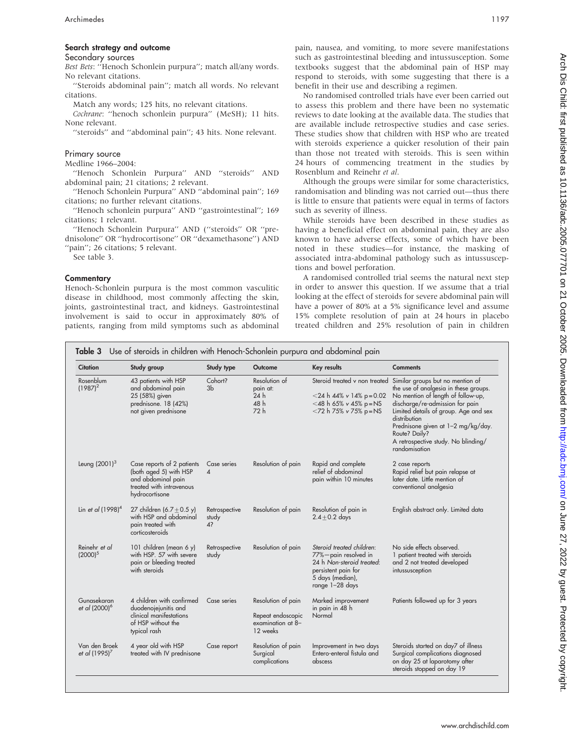### Search strategy and outcome

#### Secondary sources

*Best Bets*: ''Henoch Schonlein purpura''; match all/any words. No relevant citations.

''Steroids abdominal pain''; match all words. No relevant citations.

Match any words; 125 hits, no relevant citations.

*Cochrane*: ''henoch schonlein purpura'' (MeSH); 11 hits. None relevant.

''steroids'' and ''abdominal pain''; 43 hits. None relevant.

#### Primary source

Medline 1966–2004:

''Henoch Schonlein Purpura'' AND ''steroids'' AND abdominal pain; 21 citations; 2 relevant.

''Henoch Schonlein Purpura'' AND ''abdominal pain''; 169 citations; no further relevant citations.

''Henoch schonlein purpura'' AND ''gastrointestinal''; 169 citations; 1 relevant.

''Henoch Schonlein Purpura'' AND (''steroids'' OR ''prednisolone'' OR ''hydrocortisone'' OR ''dexamethasone'') AND ''pain''; 26 citations; 5 relevant.

See table 3.

### Commentary

Henoch-Schonlein purpura is the most common vasculitic disease in childhood, most commonly affecting the skin, joints, gastrointestinal tract, and kidneys. Gastrointestinal involvement is said to occur in approximately 80% of patients, ranging from mild symptoms such as abdominal pain, nausea, and vomiting, to more severe manifestations such as gastrointestinal bleeding and intussusception. Some textbooks suggest that the abdominal pain of HSP may respond to steroids, with some suggesting that there is a benefit in their use and describing a regimen.

No randomised controlled trials have ever been carried out to assess this problem and there have been no systematic reviews to date looking at the available data. The studies that are available include retrospective studies and case series. These studies show that children with HSP who are treated with steroids experience a quicker resolution of their pain than those not treated with steroids. This is seen within 24 hours of commencing treatment in the studies by Rosenblum and Reinehr *et al*.

Although the groups were similar for some characteristics, randomisation and blinding was not carried out—thus there is little to ensure that patients were equal in terms of factors such as severity of illness.

While steroids have been described in these studies as having a beneficial effect on abdominal pain, they are also known to have adverse effects, some of which have been noted in these studies—for instance, the masking of associated intra-abdominal pathology such as intussusceptions and bowel perforation.

A randomised controlled trial seems the natural next step in order to answer this question. If we assume that a trial looking at the effect of steroids for severe abdominal pain will have a power of 80% at a 5% significance level and assume 15% complete resolution of pain at 24 hours in placebo treated children and 25% resolution of pain in children

**Table 3** Use of steroids in children with Henoch-Schonlein purpura and abdominal pain

| Citation | Study group | Study type | Outcome | Key results | Comments |
|---|---|---|---|---|---|
| Rosenblum (1987)[2] | 43 patients with HSP and abdominal pain 25 (58%) given prednisone. 18 (42%) not given prednisone | Cohort? 3b | Resolution of pain at: 24 h 48 h 72 h | Steroid treated v non treated <24 h 44% v 14% p = 0.02 <48 h 65% v 45% p = NS <72 h 75% v 75% p = NS | Similar groups but no mention of the use of analgesia in these groups. No mention of length of follow-up, discharge/re-admission for pain Limited details of group. Age and sex distribution Prednisone given at 1–2 mg/kg/day. Route? Daily? A retrospective study. No blinding/randomisation |
| Leung (2001)[3] | Case reports of 2 patients (both aged 5) with HSP and abdominal pain treated with intravenous hydrocortisone | Case series 4 | Resolution of pain | Rapid and complete relief of abdominal pain within 10 minutes | 2 case reports Rapid relief but pain relapse at later date. Little mention of conventional analgesia |
| Lin *et al* (1998)[4] | 27 children (6.7 ± 0.5 y) with HSP and abdominal pain treated with corticosteroids | Retrospective study 4? | Resolution of pain | Resolution of pain in 2.4 ± 0.2 days | English abstract only. Limited data |
| Reinehr *et al* (2000)[5] | 101 children (mean 6 y) with HSP. 57 with severe pain or bleeding treated with steroids | Retrospective study | Resolution of pain | *Steroid treated children*: 77%—pain resolved in 24 h *Non-steroid treated*: persistent pain for 5 days (median), range 1–28 days | No side effects observed. 1 patient treated with steroids and 2 not treated developed intussusception |
| Gunasekaran *et al* (2000)[6] | 4 children with confirmed duodenojejunitis and clinical manifestations of HSP without the typical rash | Case series | Resolution of pain Repeat endoscopic examination at 8–12 weeks | Marked improvement in pain in 48 h Normal | Patients followed up for 3 years |
| Van den Broek *et al* (1995)[7] | 4 year old with HSP treated with IV prednisone | Case report | Resolution of pain Surgical complications | Improvement in two days Entero-enteral fistula and abscess | Steroids started on day7 of illness Surgical complications diagnosed on day 25 at laparotomy after steroids stopped on day 19 |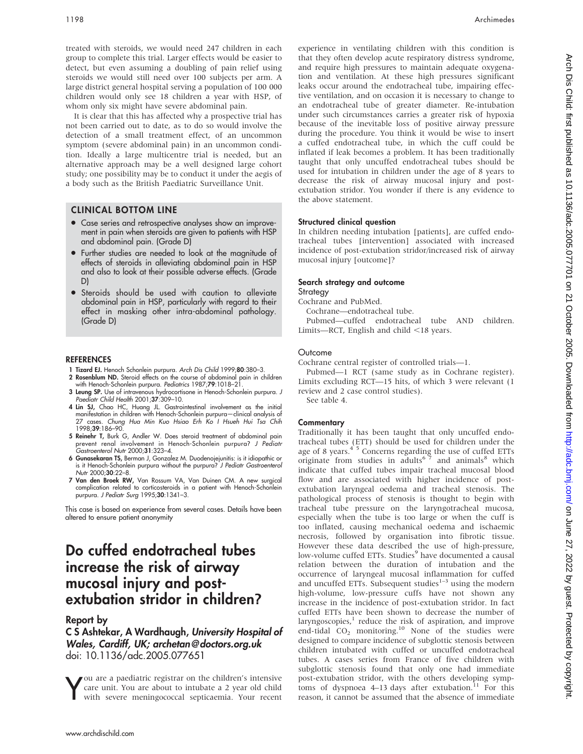treated with steroids, we would need 247 children in each group to complete this trial. Larger effects would be easier to detect, but even assuming a doubling of pain relief using steroids we would still need over 100 subjects per arm. A large district general hospital serving a population of 100 000 children would only see 18 children a year with HSP, of whom only six might have severe abdominal pain.

It is clear that this has affected why a prospective trial has not been carried out to date, as to do so would involve the detection of a small treatment effect, of an uncommon symptom (severe abdominal pain) in an uncommon condition. Ideally a large multicentre trial is needed, but an alternative approach may be a well designed large cohort study; one possibility may be to conduct it under the aegis of a body such as the British Paediatric Surveillance Unit.

## CLINICAL BOTTOM LINE

- Case series and retrospective analyses show an improvement in pain when steroids are given to patients with HSP and abdominal pain. (Grade D)
- Further studies are needed to look at the magnitude of effects of steroids in alleviating abdominal pain in HSP and also to look at their possible adverse effects. (Grade D)
- Steroids should be used with caution to alleviate abdominal pain in HSP, particularly with regard to their effect in masking other intra-abdominal pathology. (Grade D)

### REFERENCES

1. **Tizard EJ.** Henoch Schonlein purpura. *Arch Dis Child* 1999;**80**:380–3.
2. **Rosenblum ND.** Steroid effects on the course of abdominal pain in children with Henoch-Schonlein purpura. *Pediatrics* 1987;**79**:1018–21.
3. **Leung SP.** Use of intravenous hydrocortisone in Henoch-Schonlein purpura. *J Paediatr Child Health* 2001;**37**:309–10.
4. **Lin SJ,** Chao HC, Huang JL. Gastrointestinal involvement as the initial manifestation in children with Henoch-Schonlein purpura—clinical analysis of 27 cases. *Chung Hua Min Kuo Hsiao Erh Ko I Hsueh Hui Tsa Chih* 1998;**39**:186–90.
5. **Reinehr T,** Burk G, Andler W. Does steroid treatment of abdominal pain prevent renal involvement in Henoch-Schonlein purpura? *J Pediatr Gastroenterol Nutr* 2000;**31**:323–4.
6. **Gunasekaran TS,** Berman J, Gonzalez M. Duodenojejunitis: is it idiopathic or is it Henoch-Schonlein purpura without the purpura? *J Pediatr Gastroenterol Nutr* 2000;**30**:22–8.
7. **Van den Broek RW,** Van Rossum VA, Van Duinen CM. A new surgical complication related to corticosteroids in a patient with Henoch-Schonlein purpura. *J Pediatr Surg* 1995;**30**:1341–3.

This case is based on experience from several cases. Details have been altered to ensure patient anonymity

# Do cuffed endotracheal tubes increase the risk of airway mucosal injury and post-extubation stridor in children?

## Report by

**C S Ashtekar, A Wardhaugh,** *University Hospital of Wales, Cardiff, UK; archetan@doctors.org.uk*
doi: 10.1136/adc.2005.077651

You are a paediatric registrar on the children's intensive care unit. You are about to intubate a 2 year old child with severe meningococcal septicaemia. Your recent experience in ventilating children with this condition is that they often develop acute respiratory distress syndrome, and require high pressures to maintain adequate oxygenation and ventilation. At these high pressures significant leaks occur around the endotracheal tube, impairing effective ventilation, and on occasion it is necessary to change to an endotracheal tube of greater diameter. Re-intubation under such circumstances carries a greater risk of hypoxia because of the inevitable loss of positive airway pressure during the procedure. You think it would be wise to insert a cuffed endotracheal tube, in which the cuff could be inflated if leak becomes a problem. It has been traditionally taught that only uncuffed endotracheal tubes should be used for intubation in children under the age of 8 years to decrease the risk of airway mucosal injury and post-extubation stridor. You wonder if there is any evidence to the above statement.

### Structured clinical question

In children needing intubation [patients], are cuffed endotracheal tubes [intervention] associated with increased incidence of post-extubation stridor/increased risk of airway mucosal injury [outcome]?

### Search strategy and outcome

#### Strategy

Cochrane and PubMed.

Cochrane—endotracheal tube.

Pubmed—cuffed endotracheal tube AND children. Limits—RCT, English and child <18 years.

#### Outcome

Cochrane central register of controlled trials—1.

Pubmed—1 RCT (same study as in Cochrane register). Limits excluding RCT—15 hits, of which 3 were relevant (1 review and 2 case control studies).

See table 4.

### Commentary

Traditionally it has been taught that only uncuffed endotracheal tubes (ETT) should be used for children under the age of 8 years.[4 5] Concerns regarding the use of cuffed ETTs originate from studies in adults[6 7] and animals[8] which indicate that cuffed tubes impair tracheal mucosal blood flow and are associated with higher incidence of post-extubation laryngeal oedema and tracheal stenosis. The pathological process of stenosis is thought to begin with tracheal tube pressure on the laryngotracheal mucosa, especially when the tube is too large or when the cuff is too inflated, causing mechanical oedema and ischaemic necrosis, followed by organisation into fibrotic tissue. However these data described the use of high-pressure, low-volume cuffed ETTs. Studies[9] have documented a causal relation between the duration of intubation and the occurrence of laryngeal mucosal inflammation for cuffed and uncuffed ETTs. Subsequent studies[1–3] using the modern high-volume, low-pressure cuffs have not shown any increase in the incidence of post-extubation stridor. In fact cuffed ETTs have been shown to decrease the number of laryngoscopies,[1] reduce the risk of aspiration, and improve end-tidal $CO_2$ monitoring.[10] None of the studies were designed to compare incidence of subglottic stenosis between children intubated with cuffed or uncuffed endotracheal tubes. A cases series from France of five children with subglottic stenosis found that only one had immediate post-extubation stridor, with the others developing symptoms of dyspnoea 4–13 days after extubation.[11] For this reason, it cannot be assumed that the absence of immediate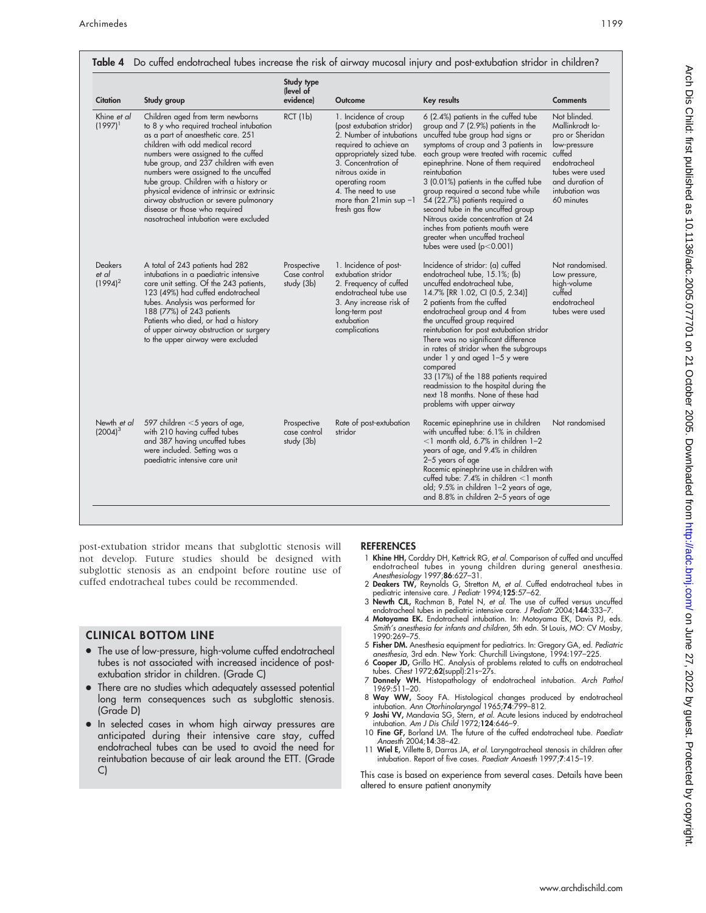**Table 4** Do cuffed endotracheal tubes increase the risk of airway mucosal injury and post-extubation stridor in children?

| Citation | Study group | Study type (level of evidence) | Outcome | Key results | Comments |
|---|---|---|---|---|---|
| Khine *et al* (1997)[1] | Children aged from term newborns to 8 y who required tracheal intubation as a part of anaesthetic care. 251 children with odd medical record numbers were assigned to the cuffed tube group, and 237 children with even numbers were assigned to the uncuffed tube group. Children with a history or physical evidence of intrinsic or extrinsic airway obstruction or severe pulmonary disease or those who required nasotracheal intubation were excluded | RCT (1b) | 1. Incidence of croup (post extubation stridor) 2. Number of intubations required to achieve an appropriately sized tube. 3. Concentration of nitrous oxide in operating room 4. The need to use more than 2l/min sup −1 fresh gas flow | 6 (2.4%) patients in the cuffed tube group and 7 (2.9%) patients in the uncuffed tube group had signs or symptoms of croup and 3 patients in each group were treated with racemic epinephrine. None of them required reintubation 3 (0.01%) patients in the cuffed tube group required a second tube while 54 (22.7%) patients required a second tube in the uncuffed group Nitrous oxide concentration at 24 inches from patients mouth were greater when uncuffed tracheal tubes were used ($p<0.001$) | Not blinded. Mallinkrodt lo-pro or Sheridan low-pressure cuffed endotracheal tubes were used and duration of intubation was 60 minutes |
| Deakers *et al* (1994)[2] | A total of 243 patients had 282 intubations in a paediatric intensive care unit setting. Of the 243 patients, 123 (49%) had cuffed endotracheal tubes. Analysis was performed for 188 (77%) of 243 patients Patients who died, or had a history of upper airway obstruction or surgery to the upper airway were excluded | Prospective Case control study (3b) | 1. Incidence of post-extubation stridor 2. Frequency of cuffed endotracheal tube use 3. Any increase risk of long-term post extubation complications | Incidence of stridor: (a) cuffed endotracheal tube, 15.1%; (b) uncuffed endotracheal tube, 14.7% [RR 1.02, CI (0.5, 2.34)] 2 patients from the cuffed endotracheal group and 4 from the uncuffed group required reintubation for post extubation stridor There was no significant difference in rates of stridor when the subgroups under 1 y and aged 1–5 y were compared 33 (17%) of the 188 patients required readmission to the hospital during the next 18 months. None of these had problems with upper airway | Not randomised. Low pressure, high-volume cuffed endotracheal tubes were used |
| Newth *et al* (2004)[3] | 597 children <5 years of age, with 210 having cuffed tubes and 387 having uncuffed tubes were included. Setting was a paediatric intensive care unit | Prospective case control study (3b) | Rate of post-extubation stridor | Racemic epinephrine use in children with uncuffed tube: 6.1% in children <1 month old, 6.7% in children 1–2 years of age, and 9.4% in children 2–5 years of age Racemic epinephrine use in children with cuffed tube: 7.4% in children <1 month old; 9.5% in children 1–2 years of age, and 8.8% in children 2–5 years of age | Not randomised |

post-extubation stridor means that subglottic stenosis will not develop. Future studies should be designed with subglottic stenosis as an endpoint before routine use of cuffed endotracheal tubes could be recommended.

## CLINICAL BOTTOM LINE

- The use of low-pressure, high-volume cuffed endotracheal tubes is not associated with increased incidence of post-extubation stridor in children. (Grade C)
- There are no studies which adequately assessed potential long term consequences such as subglottic stenosis. (Grade D)
- In selected cases in whom high airway pressures are anticipated during their intensive care stay, cuffed endotracheal tubes can be used to avoid the need for reintubation because of air leak around the ETT. (Grade C)

## REFERENCES

1. **Khine HH,** Corddry DH, Kettrick RG, *et al*. Comparison of cuffed and uncuffed endotracheal tubes in young children during general anesthesia. *Anesthesiology* 1997;**86**:627–31.
2. **Deakers TW,** Reynolds G, Stretton M, *et al*. Cuffed endotracheal tubes in pediatric intensive care. *J Pediatr* 1994;**125**:57–62.
3. **Newth CJL,** Rachman B, Patel N, *et al*. The use of cuffed versus uncuffed endotracheal tubes in pediatric intensive care. *J Pediatr* 2004;**144**:333–7.
4. **Motoyama EK.** Endotracheal intubation. In: Motoyama EK, Davis PJ, eds. *Smith's anesthesia for infants and children*, 5th edn. St Louis, MO: CV Mosby, 1990:269–75.
5. **Fisher DM.** Anesthesia equipment for pediatrics. In: Gregory GA, ed. *Pediatric anesthesia*, 3rd edn. New York: Churchill Livingstone, 1994:197–225.
6. **Cooper JD,** Grillo HC. Analysis of problems related to cuffs on endotracheal tubes. *Chest* 1972;**62**(suppl):21s–27s.
7. **Donnely WH.** Histopathology of endotracheal intubation. *Arch Pathol* 1969:511–20.
8. **Way WW,** Sooy FA. Histological changes produced by endotracheal intubation. *Ann Otorhinolaryngol* 1965;**74**:799–812.
9. **Joshi VV,** Mandavia SG, Stern, *et al*. Acute lesions induced by endotracheal intubation. *Am J Dis Child* 1972;**124**:646–9.
10. **Fine GF,** Borland LM. The future of the cuffed endotracheal tube. *Paediatr Anaesth* 2004;**14**:38–42.
11. **Wiel E,** Villette B, Darras JA, *et al*. Laryngotracheal stenosis in children after intubation. Report of five cases. *Paediatr Anaesth* 1997;**7**:415–19.

This case is based on experience from several cases. Details have been altered to ensure patient anonymity